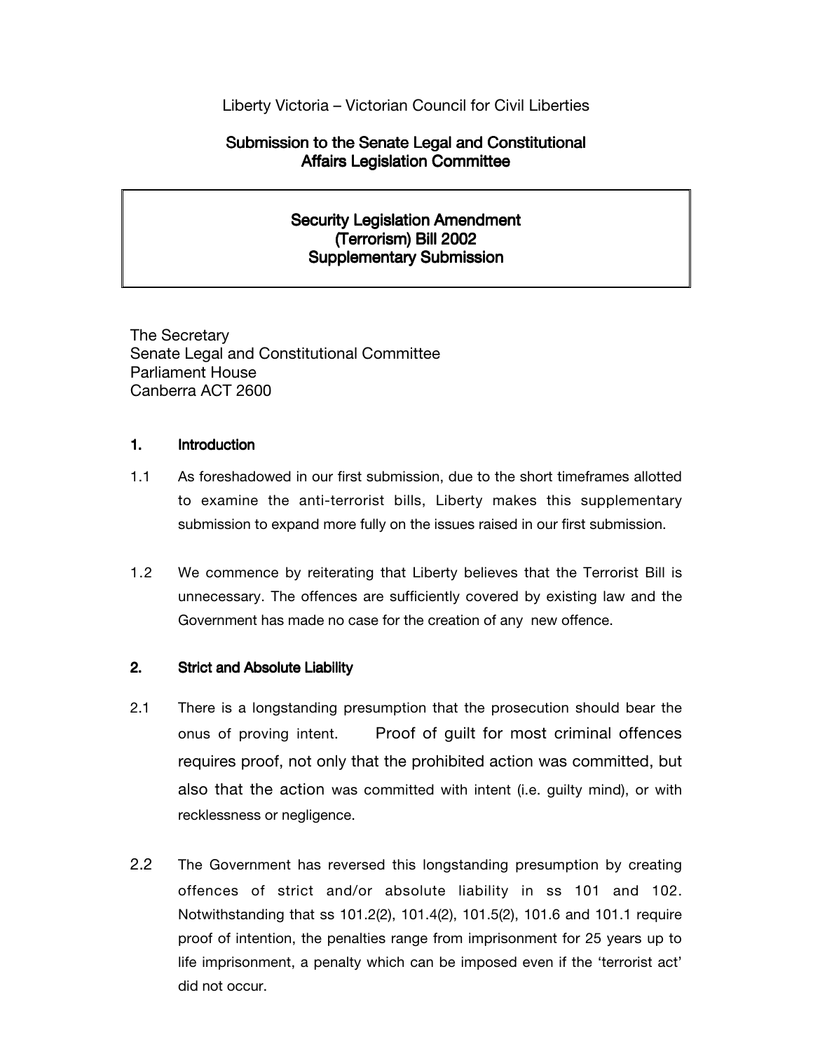Liberty Victoria – Victorian Council for Civil Liberties

## Submission to the Senate Legal and Constitutional Affairs Legislation Committee

### Security Legislation Amendment (Terrorism) Bill 2002 Supplementary Submission

The Secretary
Senate Legal and Constitutional Committee
Parliament House
Canberra ACT 2600

## 1. Introduction

1.1 As foreshadowed in our first submission, due to the short timeframes allotted to examine the anti-terrorist bills, Liberty makes this supplementary submission to expand more fully on the issues raised in our first submission.

1.2 We commence by reiterating that Liberty believes that the Terrorist Bill is unnecessary. The offences are sufficiently covered by existing law and the Government has made no case for the creation of any new offence.

## 2. Strict and Absolute Liability

2.1 There is a longstanding presumption that the prosecution should bear the onus of proving intent. Proof of guilt for most criminal offences requires proof, not only that the prohibited action was committed, but also that the action was committed with intent (i.e. guilty mind), or with recklessness or negligence.

2.2 The Government has reversed this longstanding presumption by creating offences of strict and/or absolute liability in ss 101 and 102. Notwithstanding that ss 101.2(2), 101.4(2), 101.5(2), 101.6 and 101.1 require proof of intention, the penalties range from imprisonment for 25 years up to life imprisonment, a penalty which can be imposed even if the 'terrorist act' did not occur.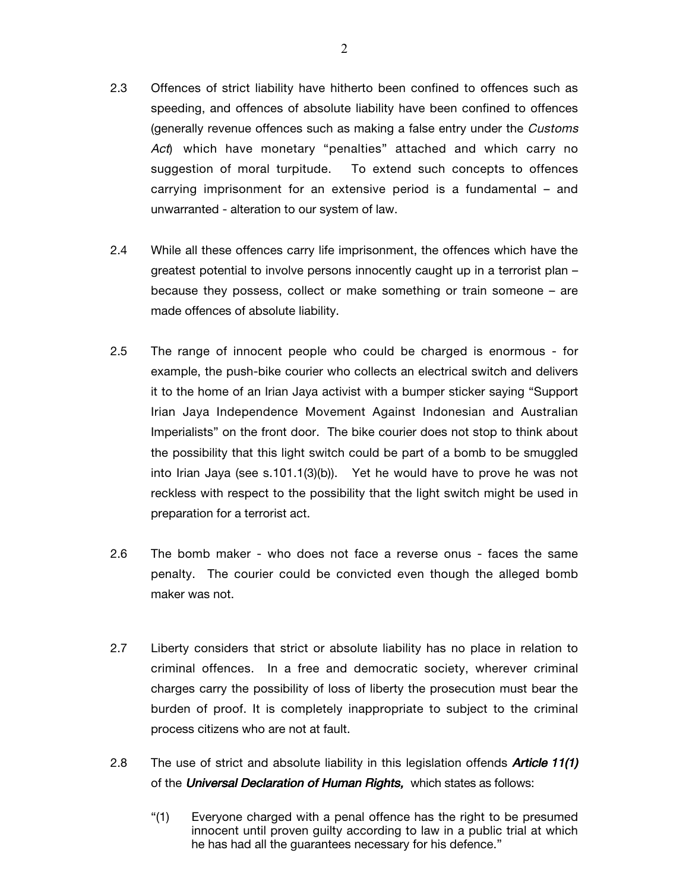2.3 Offences of strict liability have hitherto been confined to offences such as speeding, and offences of absolute liability have been confined to offences (generally revenue offences such as making a false entry under the *Customs Act*) which have monetary "penalties" attached and which carry no suggestion of moral turpitude. To extend such concepts to offences carrying imprisonment for an extensive period is a fundamental – and unwarranted - alteration to our system of law.

2.4 While all these offences carry life imprisonment, the offences which have the greatest potential to involve persons innocently caught up in a terrorist plan – because they possess, collect or make something or train someone – are made offences of absolute liability.

2.5 The range of innocent people who could be charged is enormous - for example, the push-bike courier who collects an electrical switch and delivers it to the home of an Irian Jaya activist with a bumper sticker saying "Support Irian Jaya Independence Movement Against Indonesian and Australian Imperialists" on the front door. The bike courier does not stop to think about the possibility that this light switch could be part of a bomb to be smuggled into Irian Jaya (see s.101.1(3)(b)). Yet he would have to prove he was not reckless with respect to the possibility that the light switch might be used in preparation for a terrorist act.

2.6 The bomb maker - who does not face a reverse onus - faces the same penalty. The courier could be convicted even though the alleged bomb maker was not.

2.7 Liberty considers that strict or absolute liability has no place in relation to criminal offences. In a free and democratic society, wherever criminal charges carry the possibility of loss of liberty the prosecution must bear the burden of proof. It is completely inappropriate to subject to the criminal process citizens who are not at fault.

2.8 The use of strict and absolute liability in this legislation offends ***Article 11(1)*** of the ***Universal Declaration of Human Rights,*** which states as follows:

> "(1) Everyone charged with a penal offence has the right to be presumed innocent until proven guilty according to law in a public trial at which he has had all the guarantees necessary for his defence."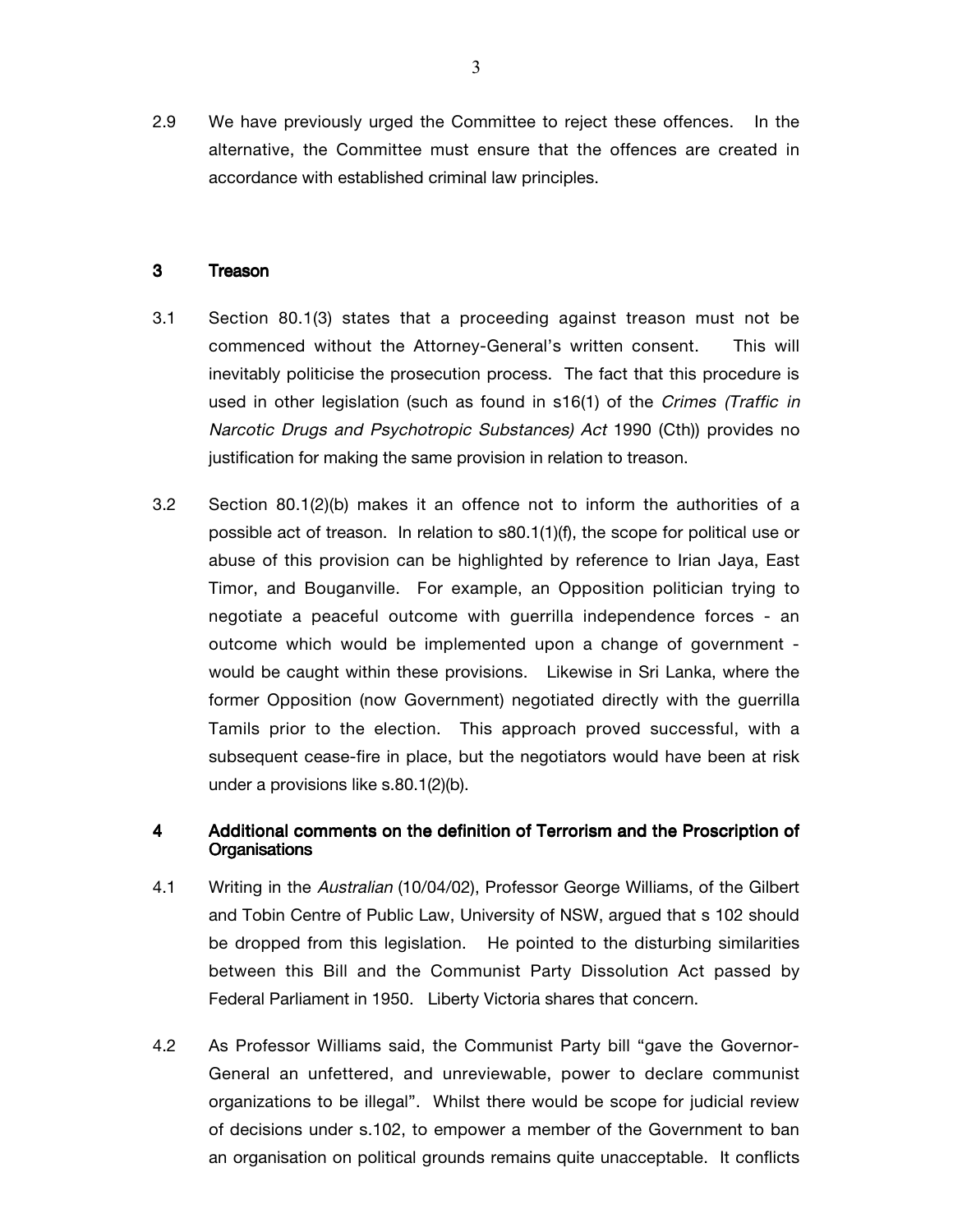2.9 We have previously urged the Committee to reject these offences. In the alternative, the Committee must ensure that the offences are created in accordance with established criminal law principles.

## 3 Treason

3.1 Section 80.1(3) states that a proceeding against treason must not be commenced without the Attorney-General's written consent. This will inevitably politicise the prosecution process. The fact that this procedure is used in other legislation (such as found in s16(1) of the *Crimes (Traffic in Narcotic Drugs and Psychotropic Substances) Act* 1990 (Cth)) provides no justification for making the same provision in relation to treason.

3.2 Section 80.1(2)(b) makes it an offence not to inform the authorities of a possible act of treason. In relation to s80.1(1)(f), the scope for political use or abuse of this provision can be highlighted by reference to Irian Jaya, East Timor, and Bouganville. For example, an Opposition politician trying to negotiate a peaceful outcome with guerrilla independence forces - an outcome which would be implemented upon a change of government - would be caught within these provisions. Likewise in Sri Lanka, where the former Opposition (now Government) negotiated directly with the guerrilla Tamils prior to the election. This approach proved successful, with a subsequent cease-fire in place, but the negotiators would have been at risk under a provisions like s.80.1(2)(b).

## 4 Additional comments on the definition of Terrorism and the Proscription of Organisations

4.1 Writing in the *Australian* (10/04/02), Professor George Williams, of the Gilbert and Tobin Centre of Public Law, University of NSW, argued that s 102 should be dropped from this legislation. He pointed to the disturbing similarities between this Bill and the Communist Party Dissolution Act passed by Federal Parliament in 1950. Liberty Victoria shares that concern.

4.2 As Professor Williams said, the Communist Party bill "gave the Governor-General an unfettered, and unreviewable, power to declare communist organizations to be illegal". Whilst there would be scope for judicial review of decisions under s.102, to empower a member of the Government to ban an organisation on political grounds remains quite unacceptable. It conflicts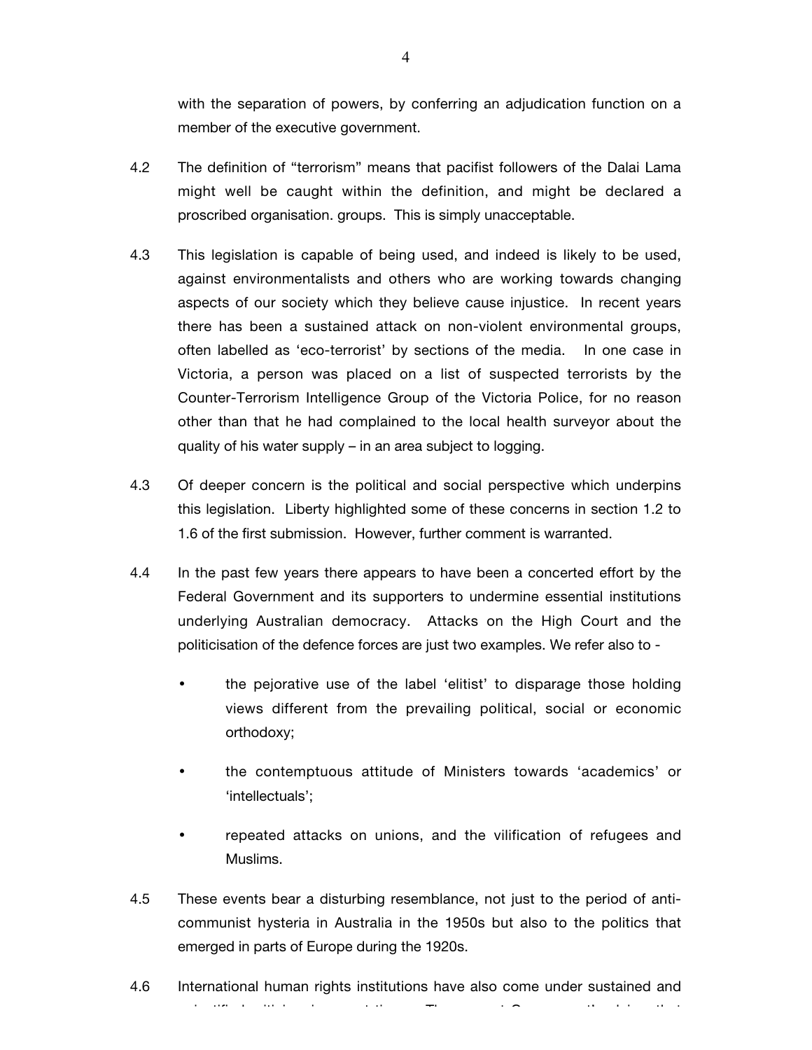with the separation of powers, by conferring an adjudication function on a member of the executive government.

4.2 The definition of "terrorism" means that pacifist followers of the Dalai Lama might well be caught within the definition, and might be declared a proscribed organisation. groups. This is simply unacceptable.

4.3 This legislation is capable of being used, and indeed is likely to be used, against environmentalists and others who are working towards changing aspects of our society which they believe cause injustice. In recent years there has been a sustained attack on non-violent environmental groups, often labelled as 'eco-terrorist' by sections of the media. In one case in Victoria, a person was placed on a list of suspected terrorists by the Counter-Terrorism Intelligence Group of the Victoria Police, for no reason other than that he had complained to the local health surveyor about the quality of his water supply – in an area subject to logging.

4.3 Of deeper concern is the political and social perspective which underpins this legislation. Liberty highlighted some of these concerns in section 1.2 to 1.6 of the first submission. However, further comment is warranted.

4.4 In the past few years there appears to have been a concerted effort by the Federal Government and its supporters to undermine essential institutions underlying Australian democracy. Attacks on the High Court and the politicisation of the defence forces are just two examples. We refer also to -

- the pejorative use of the label 'elitist' to disparage those holding views different from the prevailing political, social or economic orthodoxy;
- the contemptuous attitude of Ministers towards 'academics' or 'intellectuals';
- repeated attacks on unions, and the vilification of refugees and Muslims.

4.5 These events bear a disturbing resemblance, not just to the period of anti-communist hysteria in Australia in the 1950s but also to the politics that emerged in parts of Europe during the 1920s.

4.6 International human rights institutions have also come under sustained and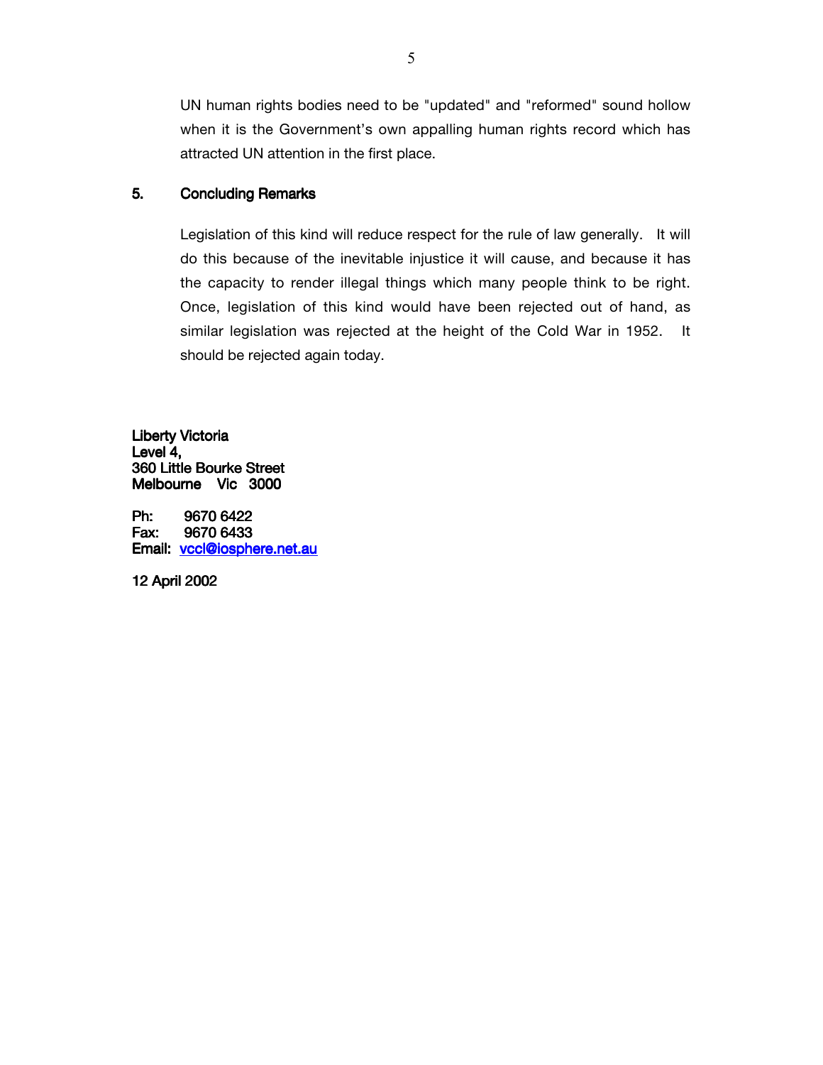UN human rights bodies need to be "updated" and "reformed" sound hollow when it is the Government's own appalling human rights record which has attracted UN attention in the first place.

## 5. Concluding Remarks

Legislation of this kind will reduce respect for the rule of law generally. It will do this because of the inevitable injustice it will cause, and because it has the capacity to render illegal things which many people think to be right. Once, legislation of this kind would have been rejected out of hand, as similar legislation was rejected at the height of the Cold War in 1952. It should be rejected again today.

**Liberty Victoria**
**Level 4,**
**360 Little Bourke Street**
**Melbourne Vic 3000**

**Ph: 9670 6422**
**Fax: 9670 6433**
**Email: vccl@iosphere.net.au**

**12 April 2002**